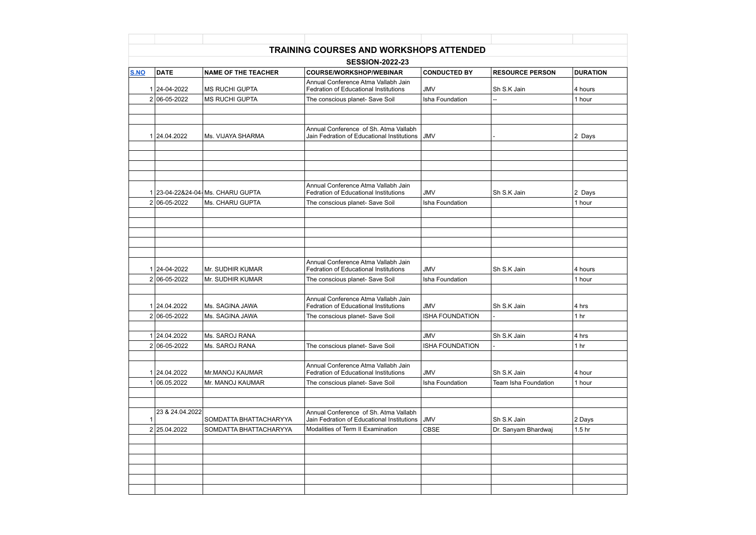## TRAINING COURSES AND WORKSHOPS ATTENDED

### SESSION-2022-23

| S.NO | DATE | NAME OF THE TEACHER | COURSE/WORKSHOP/WEBINAR | CONDUCTED BY | RESOURCE PERSON | DURATION |
|---|---|---|---|---|---|---|
| 1 | 24-04-2022 | MS RUCHI GUPTA | Annual Conference Atma Vallabh Jain Fedration of Educational Institutions | JMV | Sh S.K Jain | 4 hours |
| 2 | 06-05-2022 | MS RUCHI GUPTA | The conscious planet- Save Soil | Isha Foundation | -- | 1 hour |
| | | | | | | |
| | | | | | | |
| 1 | 24.04.2022 | Ms. VIJAYA SHARMA | Annual Conference of Sh. Atma Vallabh Jain Fedration of Educational Institutions | JMV | - | 2 Days |
| | | | | | | |
| | | | | | | |
| | | | | | | |
| | | | | | | |
| 1 | 23-04-22&24-04- | Ms. CHARU GUPTA | Annual Conference Atma Vallabh Jain Fedration of Educational Institutions | JMV | Sh S.K Jain | 2 Days |
| 2 | 06-05-2022 | Ms. CHARU GUPTA | The conscious planet- Save Soil | Isha Foundation | | 1 hour |
| | | | | | | |
| | | | | | | |
| | | | | | | |
| | | | | | | |
| | | | | | | |
| 1 | 24-04-2022 | Mr. SUDHIR KUMAR | Annual Conference Atma Vallabh Jain Fedration of Educational Institutions | JMV | Sh S.K Jain | 4 hours |
| 2 | 06-05-2022 | Mr. SUDHIR KUMAR | The conscious planet- Save Soil | Isha Foundation | | 1 hour |
| | | | | | | |
| 1 | 24.04.2022 | Ms. SAGINA JAWA | Annual Conference Atma Vallabh Jain Fedration of Educational Institutions | JMV | Sh S.K Jain | 4 hrs |
| 2 | 06-05-2022 | Ms. SAGINA JAWA | The conscious planet- Save Soil | ISHA FOUNDATION | - | 1 hr |
| | | | | | | |
| 1 | 24.04.2022 | Ms. SAROJ RANA | | JMV | Sh S.K Jain | 4 hrs |
| 2 | 06-05-2022 | Ms. SAROJ RANA | The conscious planet- Save Soil | ISHA FOUNDATION | - | 1 hr |
| | | | | | | |
| 1 | 24.04.2022 | Mr.MANOJ KAUMAR | Annual Conference Atma Vallabh Jain Fedration of Educational Institutions | JMV | Sh S.K Jain | 4 hour |
| 1 | 06.05.2022 | Mr. MANOJ KAUMAR | The conscious planet- Save Soil | Isha Foundation | Team Isha Foundation | 1 hour |
| | | | | | | |
| | | | | | | |
| 1 | 23 & 24.04.2022 | SOMDATTA BHATTACHARYYA | Annual Conference of Sh. Atma Vallabh Jain Fedration of Educational Institutions | JMV | Sh S.K Jain | 2 Days |
| 2 | 25.04.2022 | SOMDATTA BHATTACHARYYA | Modalities of Term II Examination | CBSE | Dr. Sanyam Bhardwaj | 1.5 hr |
| | | | | | | |
| | | | | | | |
| | | | | | | |
| | | | | | | |
| | | | | | | |
| | | | | | | |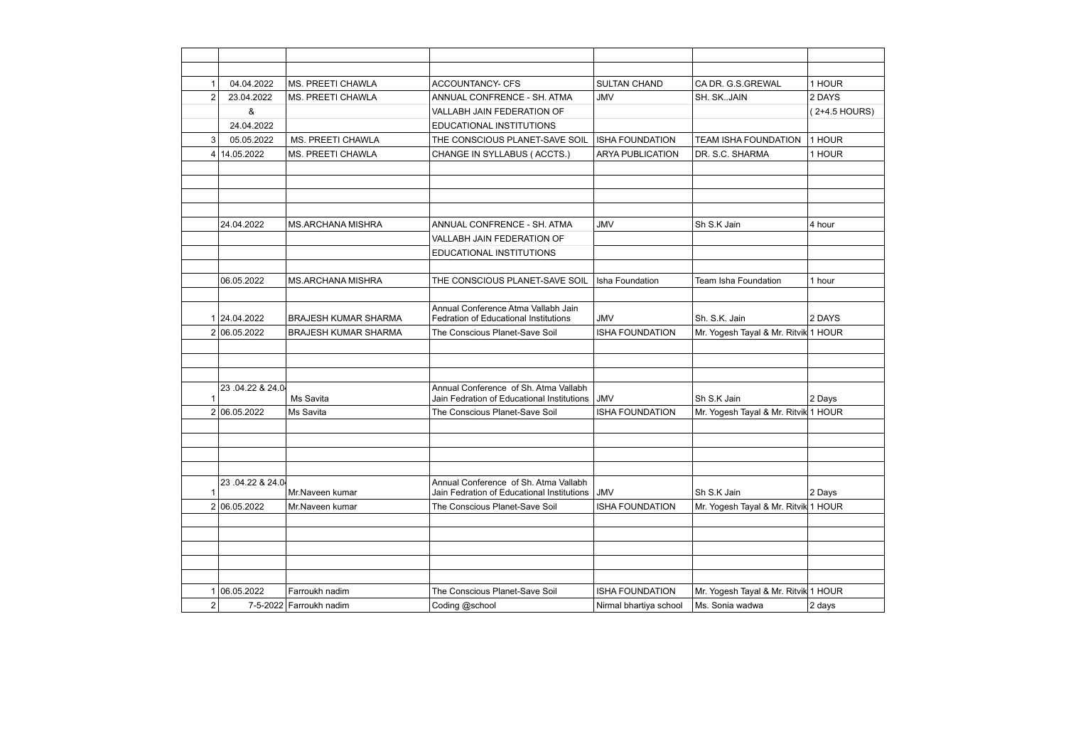| | | | | | | |
|---|---|---|---|---|---|---|
| | | | | | | |
| 1 | 04.04.2022 | MS. PREETI CHAWLA | ACCOUNTANCY- CFS | SULTAN CHAND | CA DR. G.S.GREWAL | 1 HOUR |
| 2 | 23.04.2022 | MS. PREETI CHAWLA | ANNUAL CONFRENCE - SH. ATMA | JMV | SH. SK..JAIN | 2 DAYS |
| | & | | VALLABH JAIN FEDERATION OF | | | ( 2+4.5 HOURS) |
| | 24.04.2022 | | EDUCATIONAL INSTITUTIONS | | | |
| 3 | 05.05.2022 | MS. PREETI CHAWLA | THE CONSCIOUS PLANET-SAVE SOIL | ISHA FOUNDATION | TEAM ISHA FOUNDATION | 1 HOUR |
| 4 | 14.05.2022 | MS. PREETI CHAWLA | CHANGE IN SYLLABUS ( ACCTS.) | ARYA PUBLICATION | DR. S.C. SHARMA | 1 HOUR |
| | | | | | | |
| | | | | | | |
| | | | | | | |
| | | | | | | |
| | 24.04.2022 | MS.ARCHANA MISHRA | ANNUAL CONFRENCE - SH. ATMA | JMV | Sh S.K Jain | 4 hour |
| | | | VALLABH JAIN FEDERATION OF | | | |
| | | | EDUCATIONAL INSTITUTIONS | | | |
| | | | | | | |
| | 06.05.2022 | MS.ARCHANA MISHRA | THE CONSCIOUS PLANET-SAVE SOIL | Isha Foundation | Team Isha Foundation | 1 hour |
| | | | | | | |
| 1 | 24.04.2022 | BRAJESH KUMAR SHARMA | Annual Conference Atma Vallabh Jain Fedration of Educational Institutions | JMV | Sh. S.K. Jain | 2 DAYS |
| 2 | 06.05.2022 | BRAJESH KUMAR SHARMA | The Conscious Planet-Save Soil | ISHA FOUNDATION | Mr. Yogesh Tayal & Mr. Ritvik | 1 HOUR |
| | | | | | | |
| | | | | | | |
| 1 | 23 .04.22 & 24.0 | Ms Savita | Annual Conference of Sh. Atma Vallabh Jain Fedration of Educational Institutions | JMV | Sh S.K Jain | 2 Days |
| 2 | 06.05.2022 | Ms Savita | The Conscious Planet-Save Soil | ISHA FOUNDATION | Mr. Yogesh Tayal & Mr. Ritvik | 1 HOUR |
| | | | | | | |
| | | | | | | |
| | | | | | | |
| 1 | 23 .04.22 & 24.0 | Mr.Naveen kumar | Annual Conference of Sh. Atma Vallabh Jain Fedration of Educational Institutions | JMV | Sh S.K Jain | 2 Days |
| 2 | 06.05.2022 | Mr.Naveen kumar | The Conscious Planet-Save Soil | ISHA FOUNDATION | Mr. Yogesh Tayal & Mr. Ritvik | 1 HOUR |
| | | | | | | |
| | | | | | | |
| | | | | | | |
| | | | | | | |
| | | | | | | |
| 1 | 06.05.2022 | Farroukh nadim | The Conscious Planet-Save Soil | ISHA FOUNDATION | Mr. Yogesh Tayal & Mr. Ritvik | 1 HOUR |
| 2 | 7-5-2022 | Farroukh nadim | Coding @school | Nirmal bhartiya school | Ms. Sonia wadwa | 2 days |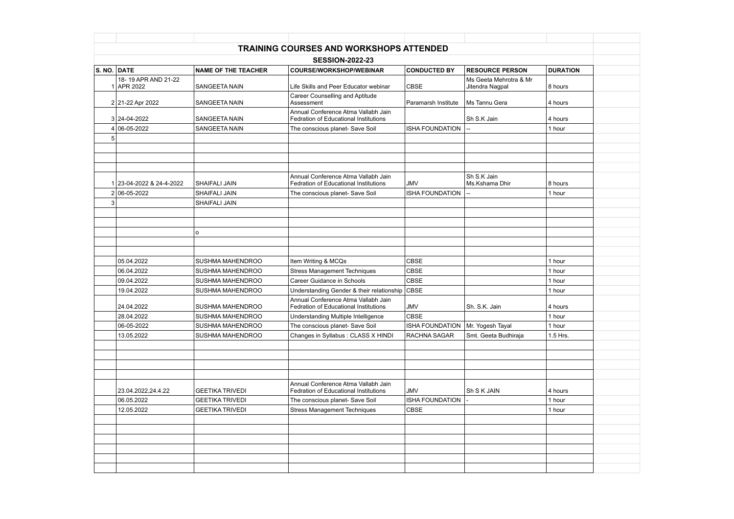# TRAINING COURSES AND WORKSHOPS ATTENDED

## SESSION-2022-23

| S. NO. | DATE | NAME OF THE TEACHER | COURSE/WORKSHOP/WEBINAR | CONDUCTED BY | RESOURCE PERSON | DURATION |
|---|---|---|---|---|---|---|
| 1 | 18- 19 APR AND 21-22 APR 2022 | SANGEETA NAIN | Life Skills and Peer Educator webinar | CBSE | Ms Geeta Mehrotra & Mr Jitendra Nagpal | 8 hours |
| 2 | 21-22 Apr 2022 | SANGEETA NAIN | Career Counselling and Aptitude Assessment | Paramarsh Institute | Ms Tannu Gera | 4 hours |
| 3 | 24-04-2022 | SANGEETA NAIN | Annual Conference Atma Vallabh Jain Fedration of Educational Institutions | | Sh S.K Jain | 4 hours |
| 4 | 06-05-2022 | SANGEETA NAIN | The conscious planet- Save Soil | ISHA FOUNDATION | -- | 1 hour |
| 5 | | | | | | |
| | | | | | | |
| | | | | | | |
| | | | | | | |
| 1 | 23-04-2022 & 24-4-2022 | SHAIFALI JAIN | Annual Conference Atma Vallabh Jain Fedration of Educational Institutions | JMV | Sh S.K Jain Ms.Kshama Dhir | 8 hours |
| 2 | 06-05-2022 | SHAIFALI JAIN | The conscious planet- Save Soil | ISHA FOUNDATION | -- | 1 hour |
| 3 | | SHAIFALI JAIN | | | | |
| | | | | | | |
| | | | | | | |
| | | o | | | | |
| | | | | | | |
| | | | | | | |
| | 05.04.2022 | SUSHMA MAHENDROO | Item Writing & MCQs | CBSE | | 1 hour |
| | 06.04.2022 | SUSHMA MAHENDROO | Stress Management Techniques | CBSE | | 1 hour |
| | 09.04.2022 | SUSHMA MAHENDROO | Career Guidance in Schools | CBSE | | 1 hour |
| | 19.04.2022 | SUSHMA MAHENDROO | Understanding Gender & their relationship | CBSE | | 1 hour |
| | 24.04.2022 | SUSHMA MAHENDROO | Annual Conference Atma Vallabh Jain Fedration of Educational Institutions | JMV | Sh. S.K. Jain | 4 hours |
| | 28.04.2022 | SUSHMA MAHENDROO | Understanding Multiple Intelligence | CBSE | | 1 hour |
| | 06-05-2022 | SUSHMA MAHENDROO | The conscious planet- Save Soil | ISHA FOUNDATION | Mr. Yogesh Tayal | 1 hour |
| | 13.05.2022 | SUSHMA MAHENDROO | Changes in Syllabus : CLASS X HINDI | RACHNA SAGAR | Smt. Geeta Budhiraja | 1.5 Hrs. |
| | | | | | | |
| | | | | | | |
| | | | | | | |
| | | | | | | |
| | 23.04.2022,24.4.22 | GEETIKA TRIVEDI | Annual Conference Atma Vallabh Jain Fedration of Educational Institutions | JMV | Sh S K JAIN | 4 hours |
| | 06.05.2022 | GEETIKA TRIVEDI | The conscious planet- Save Soil | ISHA FOUNDATION | - | 1 hour |
| | 12.05.2022 | GEETIKA TRIVEDI | Stress Management Techniques | CBSE | | 1 hour |
| | | | | | | |
| | | | | | | |
| | | | | | | |
| | | | | | | |
| | | | | | | |
| | | | | | | |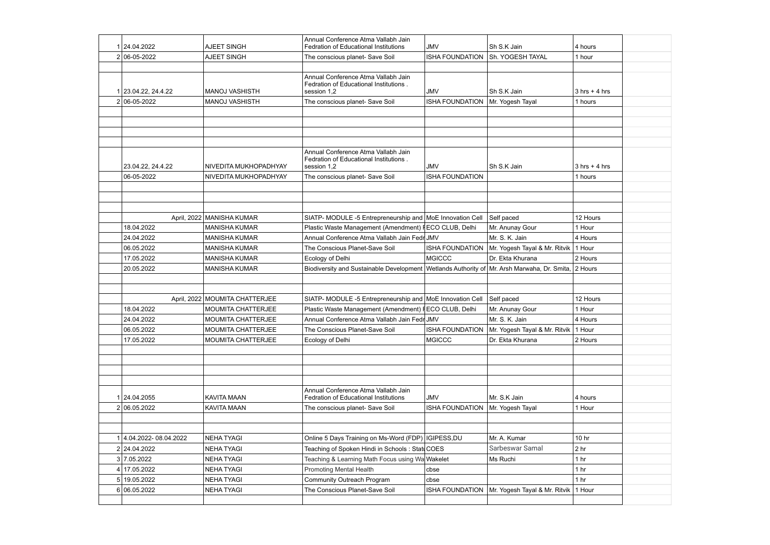| | | | | | | | |
|---|---|---|---|---|---|---|---|
| 1 | 24.04.2022 | AJEET SINGH | Annual Conference Atma Vallabh Jain Fedration of Educational Institutions | JMV | Sh S.K Jain | 4 hours | |
| 2 | 06-05-2022 | AJEET SINGH | The conscious planet- Save Soil | ISHA FOUNDATION | Sh. YOGESH TAYAL | 1 hour | |
| | | | | | | | |
| 1 | 23.04.22, 24.4.22 | MANOJ VASHISTH | Annual Conference Atma Vallabh Jain Fedration of Educational Institutions . session 1,2 | JMV | Sh S.K Jain | 3 hrs + 4 hrs | |
| 2 | 06-05-2022 | MANOJ VASHISTH | The conscious planet- Save Soil | ISHA FOUNDATION | Mr. Yogesh Tayal | 1 hours | |
| | | | | | | | |
| | | | | | | | |
| | | | | | | | |
| | | | | | | | |
| | 23.04.22, 24.4.22 | NIVEDITA MUKHOPADHYAY | Annual Conference Atma Vallabh Jain Fedration of Educational Institutions . session 1,2 | JMV | Sh S.K Jain | 3 hrs + 4 hrs | |
| | 06-05-2022 | NIVEDITA MUKHOPADHYAY | The conscious planet- Save Soil | ISHA FOUNDATION | | 1 hours | |
| | | | | | | | |
| | | | | | | | |
| | | | | | | | |
| | April, 2022 | MANISHA KUMAR | SIATP- MODULE -5 Entrepreneurship and | MoE Innovation Cell | Self paced | 12 Hours | |
| | 18.04.2022 | MANISHA KUMAR | Plastic Waste Management (Amendment) | ECO CLUB, Delhi | Mr. Anunay Gour | 1 Hour | |
| | 24.04.2022 | MANISHA KUMAR | Annual Conference Atma Vallabh Jain Fedr | JMV | Mr. S. K. Jain | 4 Hours | |
| | 06.05.2022 | MANISHA KUMAR | The Conscious Planet-Save Soil | ISHA FOUNDATION | Mr. Yogesh Tayal & Mr. Ritvik | 1 Hour | |
| | 17.05.2022 | MANISHA KUMAR | Ecology of Delhi | MGICCC | Dr. Ekta Khurana | 2 Hours | |
| | 20.05.2022 | MANISHA KUMAR | Biodiversity and Sustainable Development | Wetlands Authority of | Mr. Arsh Marwaha, Dr. Smita, | 2 Hours | |
| | | | | | | | |
| | | | | | | | |
| | April, 2022 | MOUMITA CHATTERJEE | SIATP- MODULE -5 Entrepreneurship and | MoE Innovation Cell | Self paced | 12 Hours | |
| | 18.04.2022 | MOUMITA CHATTERJEE | Plastic Waste Management (Amendment) | ECO CLUB, Delhi | Mr. Anunay Gour | 1 Hour | |
| | 24.04.2022 | MOUMITA CHATTERJEE | Annual Conference Atma Vallabh Jain Fedr | JMV | Mr. S. K. Jain | 4 Hours | |
| | 06.05.2022 | MOUMITA CHATTERJEE | The Conscious Planet-Save Soil | ISHA FOUNDATION | Mr. Yogesh Tayal & Mr. Ritvik | 1 Hour | |
| | 17.05.2022 | MOUMITA CHATTERJEE | Ecology of Delhi | MGICCC | Dr. Ekta Khurana | 2 Hours | |
| | | | | | | | |
| | | | | | | | |
| | | | | | | | |
| | | | | | | | |
| 1 | 24.04.2055 | KAVITA MAAN | Annual Conference Atma Vallabh Jain Fedration of Educational Institutions | JMV | Mr. S.K Jain | 4 hours | |
| 2 | 06.05.2022 | KAVITA MAAN | The conscious planet- Save Soil | ISHA FOUNDATION | Mr. Yogesh Tayal | 1 Hour | |
| | | | | | | | |
| | | | | | | | |
| 1 | 4.04.2022- 08.04.2022 | NEHA TYAGI | Online 5 Days Training on Ms-Word (FDP) | IGIPESS,DU | Mr. A. Kumar | 10 hr | |
| 2 | 24.04.2022 | NEHA TYAGI | Teaching of Spoken Hindi in Schools : Stat | COES | Sarbeswar Samal | 2 hr | |
| 3 | 7.05.2022 | NEHA TYAGI | Teaching & Learning Math Focus using Wa | Wakelet | Ms Ruchi | 1 hr | |
| 4 | 17.05.2022 | NEHA TYAGI | Promoting Mental Health | cbse | | 1 hr | |
| 5 | 19.05.2022 | NEHA TYAGI | Community Outreach Program | cbse | | 1 hr | |
| 6 | 06.05.2022 | NEHA TYAGI | The Conscious Planet-Save Soil | ISHA FOUNDATION | Mr. Yogesh Tayal & Mr. Ritvik | 1 Hour | |
| | | | | | | | |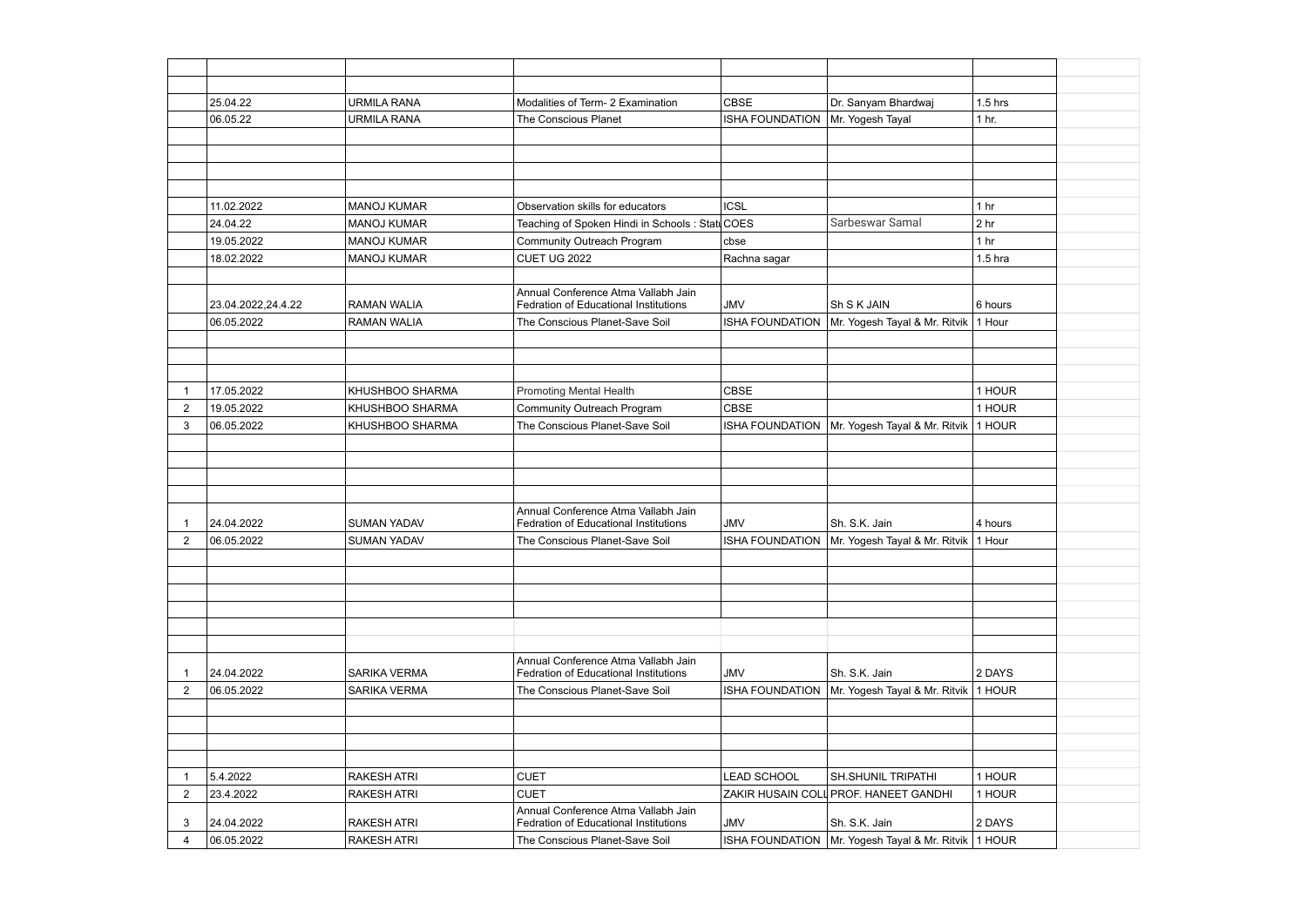| | | | | | | | |
|---|---|---|---|---|---|---|---|
| | | | | | | | |
| | 25.04.22 | URMILA RANA | Modalities of Term- 2 Examination | CBSE | Dr. Sanyam Bhardwaj | 1.5 hrs | |
| | 06.05.22 | URMILA RANA | The Conscious Planet | ISHA FOUNDATION | Mr. Yogesh Tayal | 1 hr. | |
| | | | | | | | |
| | | | | | | | |
| | | | | | | | |
| | | | | | | | |
| | 11.02.2022 | MANOJ KUMAR | Observation skills for educators | ICSL | | 1 hr | |
| | 24.04.22 | MANOJ KUMAR | Teaching of Spoken Hindi in Schools : Statu | COES | Sarbeswar Samal | 2 hr | |
| | 19.05.2022 | MANOJ KUMAR | Community Outreach Program | cbse | | 1 hr | |
| | 18.02.2022 | MANOJ KUMAR | CUET UG 2022 | Rachna sagar | | 1.5 hra | |
| | | | | | | | |
| | 23.04.2022,24.4.22 | RAMAN WALIA | Annual Conference Atma Vallabh Jain Fedration of Educational Institutions | JMV | Sh S K JAIN | 6 hours | |
| | 06.05.2022 | RAMAN WALIA | The Conscious Planet-Save Soil | ISHA FOUNDATION | Mr. Yogesh Tayal & Mr. Ritvik | 1 Hour | |
| | | | | | | | |
| | | | | | | | |
| | | | | | | | |
| 1 | 17.05.2022 | KHUSHBOO SHARMA | Promoting Mental Health | CBSE | | 1 HOUR | |
| 2 | 19.05.2022 | KHUSHBOO SHARMA | Community Outreach Program | CBSE | | 1 HOUR | |
| 3 | 06.05.2022 | KHUSHBOO SHARMA | The Conscious Planet-Save Soil | ISHA FOUNDATION | Mr. Yogesh Tayal & Mr. Ritvik | 1 HOUR | |
| | | | | | | | |
| | | | | | | | |
| | | | | | | | |
| | | | | | | | |
| 1 | 24.04.2022 | SUMAN YADAV | Annual Conference Atma Vallabh Jain Fedration of Educational Institutions | JMV | Sh. S.K. Jain | 4 hours | |
| 2 | 06.05.2022 | SUMAN YADAV | The Conscious Planet-Save Soil | ISHA FOUNDATION | Mr. Yogesh Tayal & Mr. Ritvik | 1 Hour | |
| | | | | | | | |
| | | | | | | | |
| | | | | | | | |
| | | | | | | | |
| | | | | | | | |
| | | | | | | | |
| 1 | 24.04.2022 | SARIKA VERMA | Annual Conference Atma Vallabh Jain Fedration of Educational Institutions | JMV | Sh. S.K. Jain | 2 DAYS | |
| 2 | 06.05.2022 | SARIKA VERMA | The Conscious Planet-Save Soil | ISHA FOUNDATION | Mr. Yogesh Tayal & Mr. Ritvik | 1 HOUR | |
| | | | | | | | |
| | | | | | | | |
| | | | | | | | |
| | | | | | | | |
| 1 | 5.4.2022 | RAKESH ATRI | CUET | LEAD SCHOOL | SH.SHUNIL TRIPATHI | 1 HOUR | |
| 2 | 23.4.2022 | RAKESH ATRI | CUET | ZAKIR HUSAIN COLL | PROF. HANEET GANDHI | 1 HOUR | |
| 3 | 24.04.2022 | RAKESH ATRI | Annual Conference Atma Vallabh Jain Fedration of Educational Institutions | JMV | Sh. S.K. Jain | 2 DAYS | |
| 4 | 06.05.2022 | RAKESH ATRI | The Conscious Planet-Save Soil | ISHA FOUNDATION | Mr. Yogesh Tayal & Mr. Ritvik | 1 HOUR | |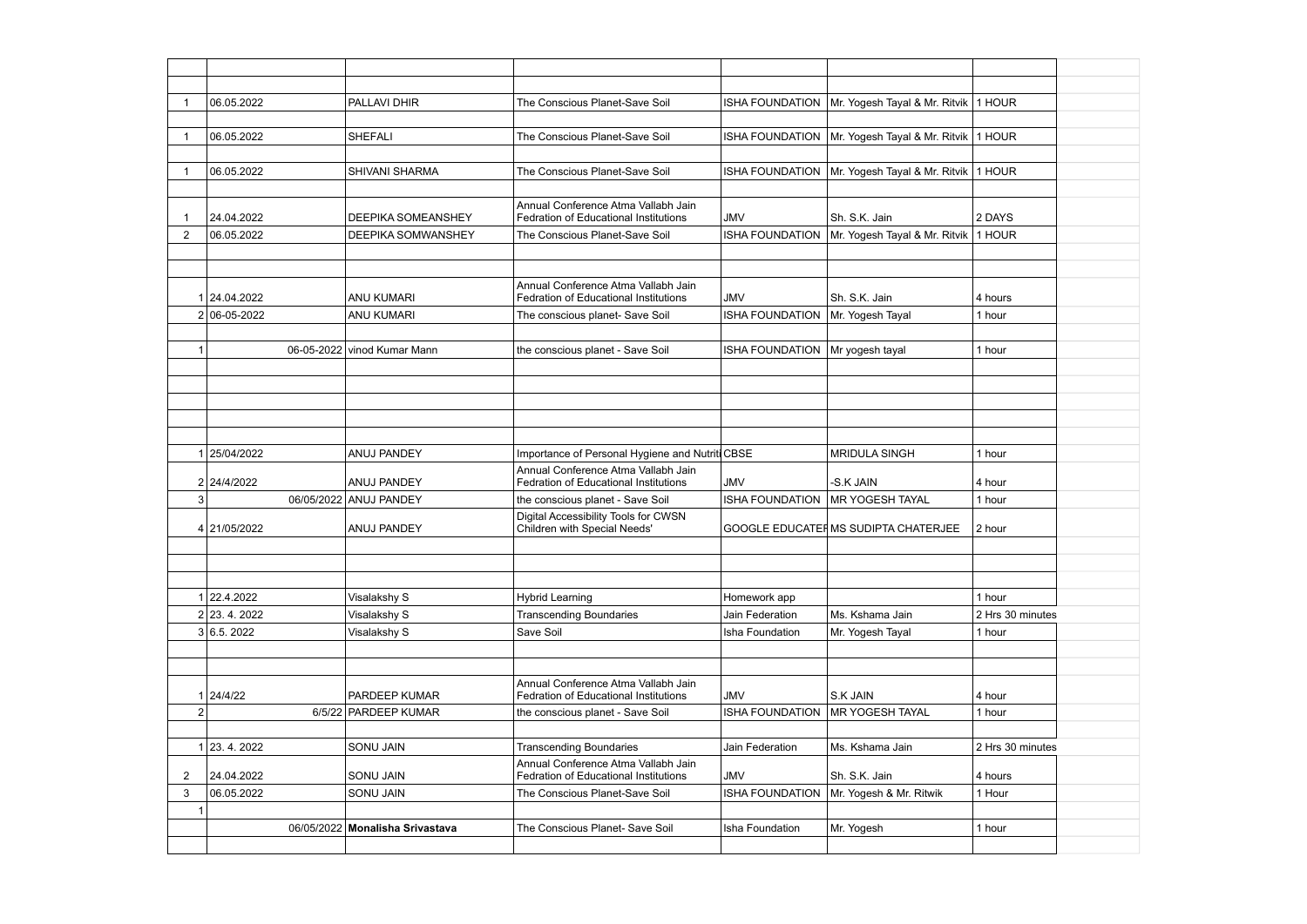| | | | | | | | |
|---|---|---|---|---|---|---|---|
| | | | | | | | |
| | | | | | | | |
| 1 | 06.05.2022 | PALLAVI DHIR | The Conscious Planet-Save Soil | ISHA FOUNDATION | Mr. Yogesh Tayal & Mr. Ritvik | 1 HOUR | |
| | | | | | | | |
| 1 | 06.05.2022 | SHEFALI | The Conscious Planet-Save Soil | ISHA FOUNDATION | Mr. Yogesh Tayal & Mr. Ritvik | 1 HOUR | |
| | | | | | | | |
| 1 | 06.05.2022 | SHIVANI SHARMA | The Conscious Planet-Save Soil | ISHA FOUNDATION | Mr. Yogesh Tayal & Mr. Ritvik | 1 HOUR | |
| | | | | | | | |
| 1 | 24.04.2022 | DEEPIKA SOMEANSHEY | Annual Conference Atma Vallabh Jain Fedration of Educational Institutions | JMV | Sh. S.K. Jain | 2 DAYS | |
| 2 | 06.05.2022 | DEEPIKA SOMWANSHEY | The Conscious Planet-Save Soil | ISHA FOUNDATION | Mr. Yogesh Tayal & Mr. Ritvik | 1 HOUR | |
| | | | | | | | |
| | | | | | | | |
| 1 | 24.04.2022 | ANU KUMARI | Annual Conference Atma Vallabh Jain Fedration of Educational Institutions | JMV | Sh. S.K. Jain | 4 hours | |
| 2 | 06-05-2022 | ANU KUMARI | The conscious planet- Save Soil | ISHA FOUNDATION | Mr. Yogesh Tayal | 1 hour | |
| | | | | | | | |
| 1 | 06-05-2022 | vinod Kumar Mann | the conscious planet - Save Soil | ISHA FOUNDATION | Mr yogesh tayal | 1 hour | |
| | | | | | | | |
| | | | | | | | |
| | | | | | | | |
| | | | | | | | |
| | | | | | | | |
| 1 | 25/04/2022 | ANUJ PANDEY | Importance of Personal Hygiene and Nutrit | CBSE | MRIDULA SINGH | 1 hour | |
| 2 | 24/4/2022 | ANUJ PANDEY | Annual Conference Atma Vallabh Jain Fedration of Educational Institutions | JMV | -S.K JAIN | 4 hour | |
| 3 | 06/05/2022 | ANUJ PANDEY | the conscious planet - Save Soil | ISHA FOUNDATION | MR YOGESH TAYAL | 1 hour | |
| 4 | 21/05/2022 | ANUJ PANDEY | Digital Accessibility Tools for CWSN Children with Special Needs' | GOOGLE EDUCATEI | MS SUDIPTA CHATERJEE | 2 hour | |
| | | | | | | | |
| | | | | | | | |
| | | | | | | | |
| 1 | 22.4.2022 | Visalakshy S | Hybrid Learning | Homework app | | 1 hour | |
| 2 | 23. 4. 2022 | Visalakshy S | Transcending Boundaries | Jain Federation | Ms. Kshama Jain | 2 Hrs 30 minutes | |
| 3 | 6.5. 2022 | Visalakshy S | Save Soil | Isha Foundation | Mr. Yogesh Tayal | 1 hour | |
| | | | | | | | |
| | | | | | | | |
| 1 | 24/4/22 | PARDEEP KUMAR | Annual Conference Atma Vallabh Jain Fedration of Educational Institutions | JMV | S.K JAIN | 4 hour | |
| 2 | 6/5/22 | PARDEEP KUMAR | the conscious planet - Save Soil | ISHA FOUNDATION | MR YOGESH TAYAL | 1 hour | |
| | | | | | | | |
| 1 | 23. 4. 2022 | SONU JAIN | Transcending Boundaries | Jain Federation | Ms. Kshama Jain | 2 Hrs 30 minutes | |
| 2 | 24.04.2022 | SONU JAIN | Annual Conference Atma Vallabh Jain Fedration of Educational Institutions | JMV | Sh. S.K. Jain | 4 hours | |
| 3 | 06.05.2022 | SONU JAIN | The Conscious Planet-Save Soil | ISHA FOUNDATION | Mr. Yogesh & Mr. Ritwik | 1 Hour | |
| 1 | | | | | | | |
| | 06/05/2022 | **Monalisha Srivastava** | The Conscious Planet- Save Soil | Isha Foundation | Mr. Yogesh | 1 hour | |
| | | | | | | | |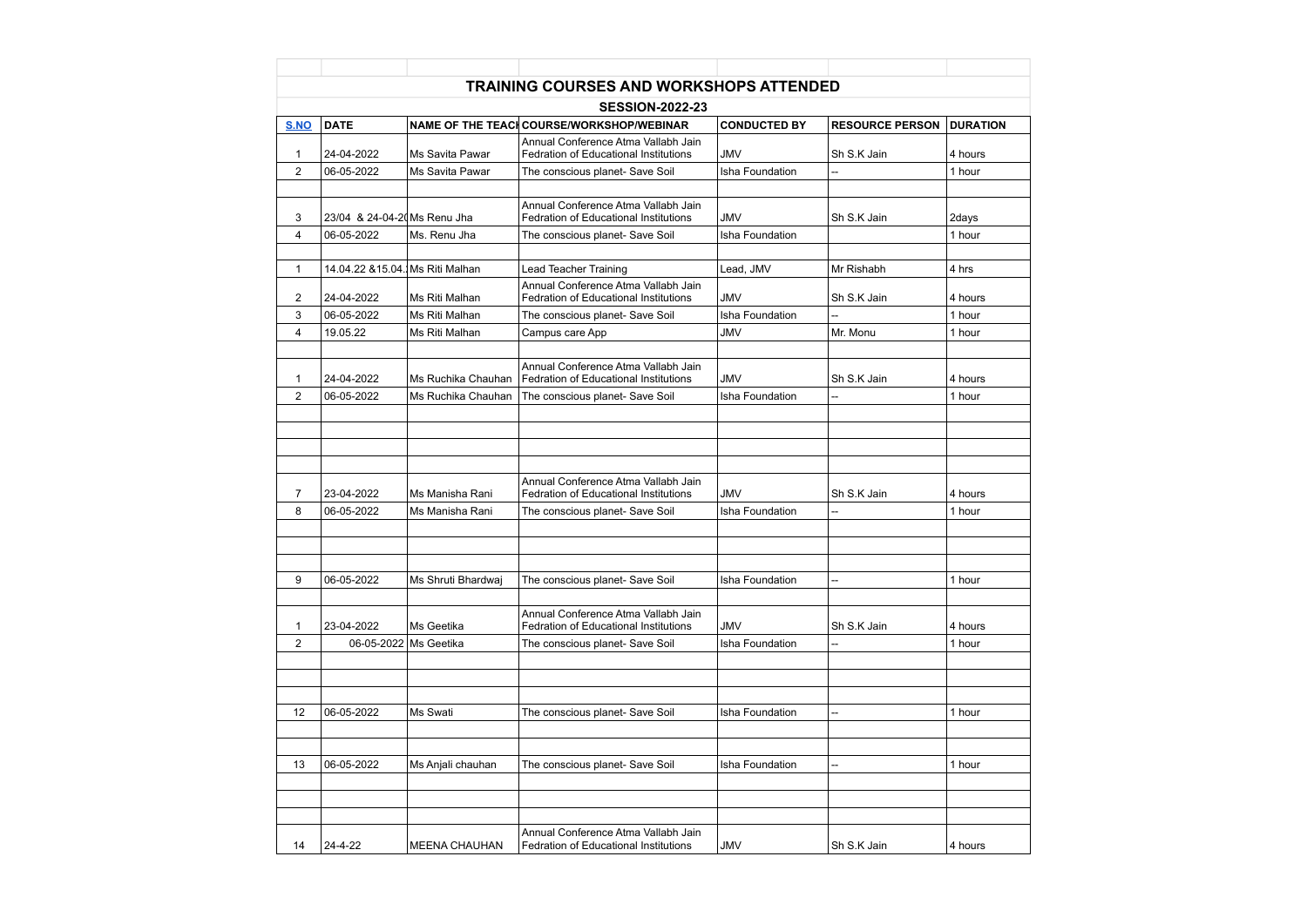# TRAINING COURSES AND WORKSHOPS ATTENDED

## SESSION-2022-23

| S.NO | DATE | NAME OF THE TEACH | COURSE/WORKSHOP/WEBINAR | CONDUCTED BY | RESOURCE PERSON | DURATION |
|---|---|---|---|---|---|---|
| 1 | 24-04-2022 | Ms Savita Pawar | Annual Conference Atma Vallabh Jain Fedration of Educational Institutions | JMV | Sh S.K Jain | 4 hours |
| 2 | 06-05-2022 | Ms Savita Pawar | The conscious planet- Save Soil | Isha Foundation | -- | 1 hour |
| | | | | | | |
| 3 | 23/04 & 24-04-20 | Ms Renu Jha | Annual Conference Atma Vallabh Jain Fedration of Educational Institutions | JMV | Sh S.K Jain | 2days |
| 4 | 06-05-2022 | Ms. Renu Jha | The conscious planet- Save Soil | Isha Foundation | | 1 hour |
| | | | | | | |
| 1 | 14.04.22 &15.04. | Ms Riti Malhan | Lead Teacher Training | Lead, JMV | Mr Rishabh | 4 hrs |
| 2 | 24-04-2022 | Ms Riti Malhan | Annual Conference Atma Vallabh Jain Fedration of Educational Institutions | JMV | Sh S.K Jain | 4 hours |
| 3 | 06-05-2022 | Ms Riti Malhan | The conscious planet- Save Soil | Isha Foundation | -- | 1 hour |
| 4 | 19.05.22 | Ms Riti Malhan | Campus care App | JMV | Mr. Monu | 1 hour |
| | | | | | | |
| 1 | 24-04-2022 | Ms Ruchika Chauhan | Annual Conference Atma Vallabh Jain Fedration of Educational Institutions | JMV | Sh S.K Jain | 4 hours |
| 2 | 06-05-2022 | Ms Ruchika Chauhan | The conscious planet- Save Soil | Isha Foundation | -- | 1 hour |
| | | | | | | |
| | | | | | | |
| | | | | | | |
| | | | | | | |
| 7 | 23-04-2022 | Ms Manisha Rani | Annual Conference Atma Vallabh Jain Fedration of Educational Institutions | JMV | Sh S.K Jain | 4 hours |
| 8 | 06-05-2022 | Ms Manisha Rani | The conscious planet- Save Soil | Isha Foundation | -- | 1 hour |
| | | | | | | |
| | | | | | | |
| | | | | | | |
| 9 | 06-05-2022 | Ms Shruti Bhardwaj | The conscious planet- Save Soil | Isha Foundation | -- | 1 hour |
| | | | | | | |
| 1 | 23-04-2022 | Ms Geetika | Annual Conference Atma Vallabh Jain Fedration of Educational Institutions | JMV | Sh S.K Jain | 4 hours |
| 2 | 06-05-2022 | Ms Geetika | The conscious planet- Save Soil | Isha Foundation | -- | 1 hour |
| | | | | | | |
| | | | | | | |
| | | | | | | |
| 12 | 06-05-2022 | Ms Swati | The conscious planet- Save Soil | Isha Foundation | -- | 1 hour |
| | | | | | | |
| | | | | | | |
| 13 | 06-05-2022 | Ms Anjali chauhan | The conscious planet- Save Soil | Isha Foundation | -- | 1 hour |
| | | | | | | |
| | | | | | | |
| | | | | | | |
| 14 | 24-4-22 | MEENA CHAUHAN | Annual Conference Atma Vallabh Jain Fedration of Educational Institutions | JMV | Sh S.K Jain | 4 hours |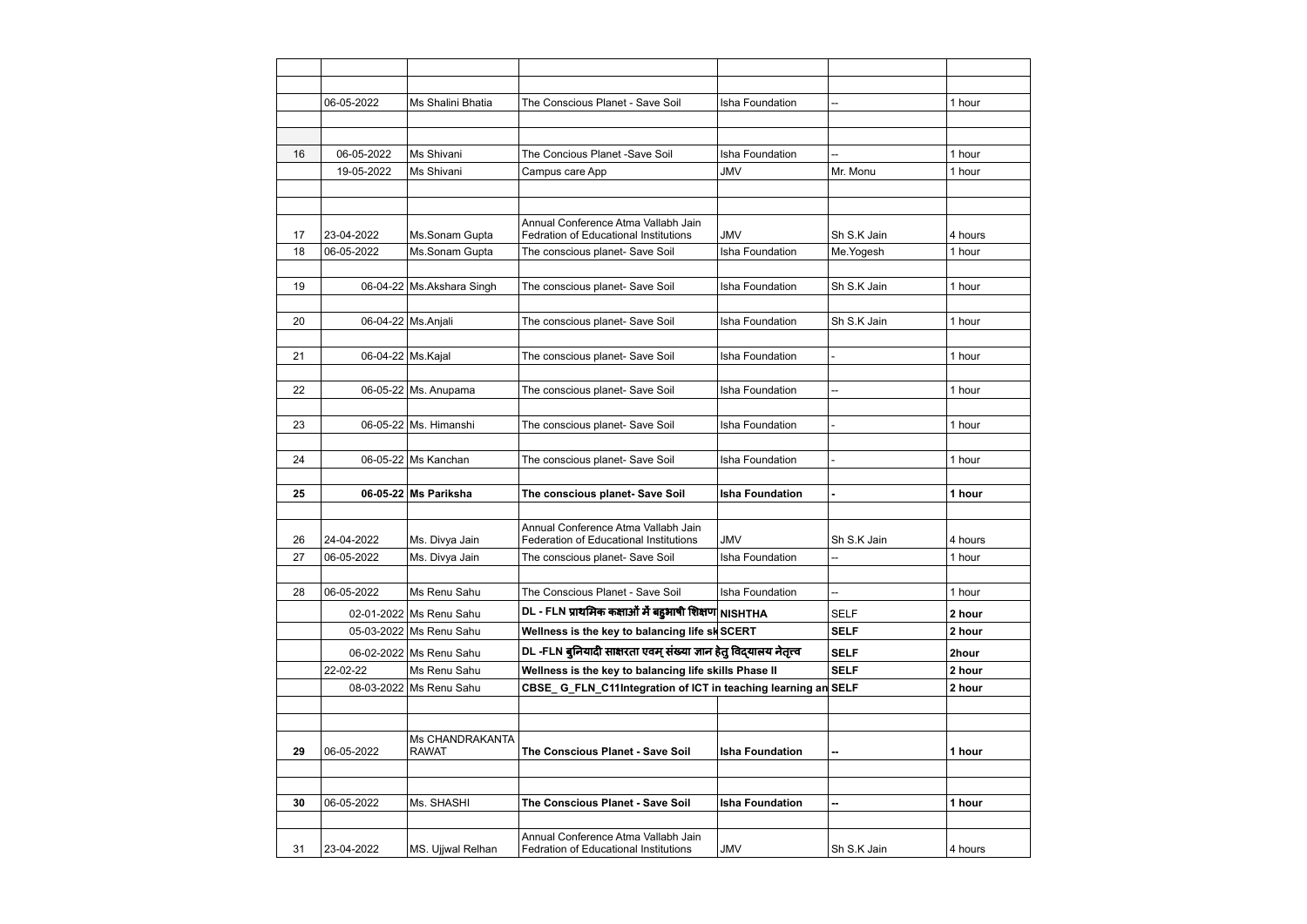| | | | | | | |
|---|---|---|---|---|---|---|
| | | | | | | |
| | 06-05-2022 | Ms Shalini Bhatia | The Conscious Planet - Save Soil | Isha Foundation | -- | 1 hour |
| | | | | | | |
| | | | | | | |
| 16 | 06-05-2022 | Ms Shivani | The Concious Planet -Save Soil | Isha Foundation | -- | 1 hour |
| | 19-05-2022 | Ms Shivani | Campus care App | JMV | Mr. Monu | 1 hour |
| | | | | | | |
| | | | | | | |
| 17 | 23-04-2022 | Ms.Sonam Gupta | Annual Conference Atma Vallabh Jain Fedration of Educational Institutions | JMV | Sh S.K Jain | 4 hours |
| 18 | 06-05-2022 | Ms.Sonam Gupta | The conscious planet- Save Soil | Isha Foundation | Me.Yogesh | 1 hour |
| | | | | | | |
| 19 | 06-04-22 | Ms.Akshara Singh | The conscious planet- Save Soil | Isha Foundation | Sh S.K Jain | 1 hour |
| | | | | | | |
| 20 | 06-04-22 | Ms.Anjali | The conscious planet- Save Soil | Isha Foundation | Sh S.K Jain | 1 hour |
| | | | | | | |
| 21 | 06-04-22 | Ms.Kajal | The conscious planet- Save Soil | Isha Foundation | - | 1 hour |
| | | | | | | |
| 22 | 06-05-22 | Ms. Anupama | The conscious planet- Save Soil | Isha Foundation | -- | 1 hour |
| | | | | | | |
| 23 | 06-05-22 | Ms. Himanshi | The conscious planet- Save Soil | Isha Foundation | - | 1 hour |
| | | | | | | |
| 24 | 06-05-22 | Ms Kanchan | The conscious planet- Save Soil | Isha Foundation | - | 1 hour |
| | | | | | | |
| **25** | **06-05-22** | **Ms Pariksha** | **The conscious planet- Save Soil** | **Isha Foundation** | **-** | **1 hour** |
| | | | | | | |
| 26 | 24-04-2022 | Ms. Divya Jain | Annual Conference Atma Vallabh Jain Federation of Educational Institutions | JMV | Sh S.K Jain | 4 hours |
| 27 | 06-05-2022 | Ms. Divya Jain | The conscious planet- Save Soil | Isha Foundation | -- | 1 hour |
| | | | | | | |
| 28 | 06-05-2022 | Ms Renu Sahu | The Conscious Planet - Save Soil | Isha Foundation | -- | 1 hour |
| | 02-01-2022 | Ms Renu Sahu | **DL - FLN प्राथमिक कक्षाओं में बहुभाषी शिक्षण** | **NISHTHA** | **SELF** | **2 hour** |
| | 05-03-2022 | Ms Renu Sahu | **Wellness is the key to balancing life sk** | **SCERT** | **SELF** | **2 hour** |
| | 06-02-2022 | Ms Renu Sahu | **DL -FLN बुनियादी साक्षरता एवम् संख्या ज्ञान हेतु विद्यालय नेतृत्व** | | **SELF** | **2hour** |
| | 22-02-22 | Ms Renu Sahu | **Wellness is the key to balancing life skills Phase II** | | **SELF** | **2 hour** |
| | 08-03-2022 | Ms Renu Sahu | **CBSE_ G_FLN_C11Integration of ICT in teaching learning an** | | **SELF** | **2 hour** |
| | | | | | | |
| | | | | | | |
| **29** | 06-05-2022 | Ms CHANDRAKANTA RAWAT | **The Conscious Planet - Save Soil** | **Isha Foundation** | **--** | **1 hour** |
| | | | | | | |
| | | | | | | |
| **30** | 06-05-2022 | Ms. SHASHI | **The Conscious Planet - Save Soil** | **Isha Foundation** | **--** | **1 hour** |
| | | | | | | |
| 31 | 23-04-2022 | MS. Ujjwal Relhan | Annual Conference Atma Vallabh Jain Fedration of Educational Institutions | JMV | Sh S.K Jain | 4 hours |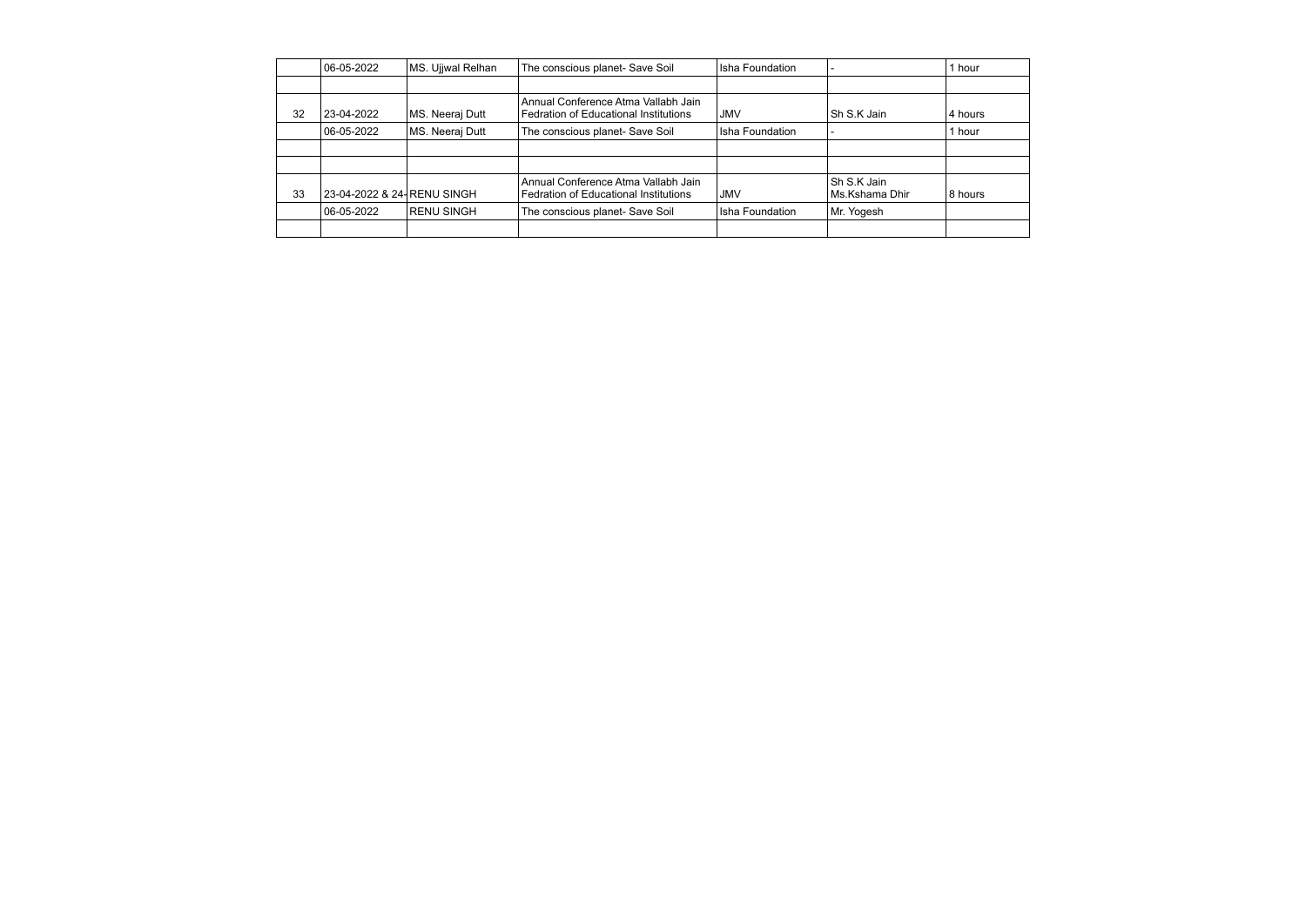|  |  |  |  |  |  |  |
|---|---|---|---|---|---|---|
|  | 06-05-2022 | MS. Ujjwal Relhan | The conscious planet- Save Soil | Isha Foundation | - | 1 hour |
|  |  |  |  |  |  |  |
| 32 | 23-04-2022 | MS. Neeraj Dutt | Annual Conference Atma Vallabh Jain Fedration of Educational Institutions | JMV | Sh S.K Jain | 4 hours |
|  | 06-05-2022 | MS. Neeraj Dutt | The conscious planet- Save Soil | Isha Foundation | - | 1 hour |
|  |  |  |  |  |  |  |
|  |  |  |  |  |  |  |
| 33 | 23-04-2022 & 24- | RENU SINGH | Annual Conference Atma Vallabh Jain Fedration of Educational Institutions | JMV | Sh S.K Jain Ms.Kshama Dhir | 8 hours |
|  | 06-05-2022 | RENU SINGH | The conscious planet- Save Soil | Isha Foundation | Mr. Yogesh |  |
|  |  |  |  |  |  |  |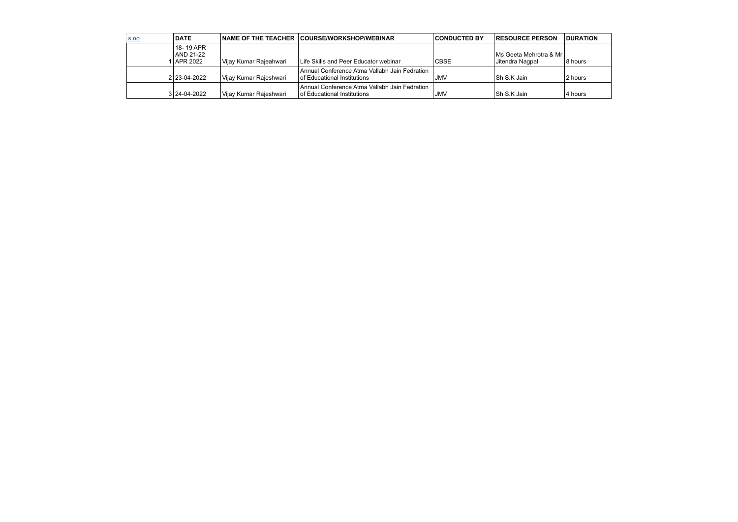| s.no | DATE | NAME OF THE TEACHER | COURSE/WORKSHOP/WEBINAR | CONDUCTED BY | RESOURCE PERSON | DURATION |
|---|---|---|---|---|---|---|
| 1 | 18- 19 APR AND 21-22 APR 2022 | Vijay Kumar Rajeahwari | Life Skills and Peer Educator webinar | CBSE | Ms Geeta Mehrotra & Mr Jitendra Nagpal | 8 hours |
| 2 | 23-04-2022 | Vijay Kumar Rajeshwari | Annual Conference Atma Vallabh Jain Fedration of Educational Institutions | JMV | Sh S.K Jain | 2 hours |
| 3 | 24-04-2022 | Vijay Kumar Rajeshwari | Annual Conference Atma Vallabh Jain Fedration of Educational Institutions | JMV | Sh S.K Jain | 4 hours |